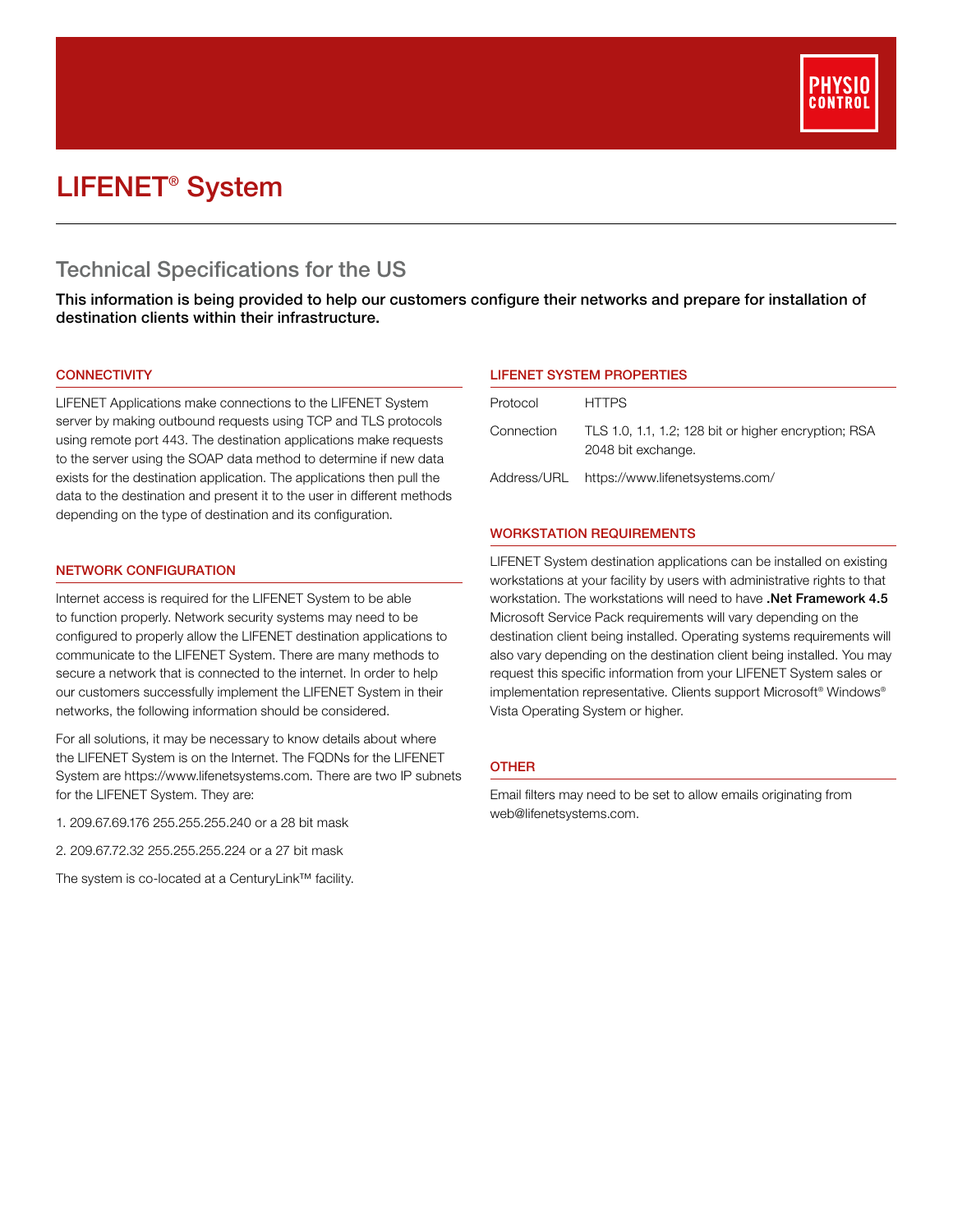# LIFENET® System

## Technical Specifications for the US

**This information is being provided to help our customers configure their networks and prepare for installation of destination clients within their infrastructure.**

### CONNECTIVITY

LIFENET Applications make connections to the LIFENET System server by making outbound requests using TCP and TLS protocols using remote port 443. The destination applications make requests to the server using the SOAP data method to determine if new data exists for the destination application. The applications then pull the data to the destination and present it to the user in different methods depending on the type of destination and its configuration.

### NETWORK CONFIGURATION

Internet access is required for the LIFENET System to be able to function properly. Network security systems may need to be configured to properly allow the LIFENET destination applications to communicate to the LIFENET System. There are many methods to secure a network that is connected to the internet. In order to help our customers successfully implement the LIFENET System in their networks, the following information should be considered.

For all solutions, it may be necessary to know details about where the LIFENET System is on the Internet. The FQDNs for the LIFENET System are https://www.lifenetsystems.com. There are two IP subnets for the LIFENET System. They are:

1. 209.67.69.176 255.255.255.240 or a 28 bit mask

2. 209.67.72.32 255.255.255.224 or a 27 bit mask

The system is co-located at a CenturyLink™ facility.

### LIFENET SYSTEM PROPERTIES

| | |
|---|---|
| Protocol | HTTPS |
| Connection | TLS 1.0, 1.1, 1.2; 128 bit or higher encryption; RSA 2048 bit exchange. |
| Address/URL | https://www.lifenetsystems.com/ |

### WORKSTATION REQUIREMENTS

LIFENET System destination applications can be installed on existing workstations at your facility by users with administrative rights to that workstation. The workstations will need to have **.Net Framework 4.5** Microsoft Service Pack requirements will vary depending on the destination client being installed. Operating systems requirements will also vary depending on the destination client being installed. You may request this specific information from your LIFENET System sales or implementation representative. Clients support Microsoft® Windows® Vista Operating System or higher.

### OTHER

Email filters may need to be set to allow emails originating from web@lifenetsystems.com.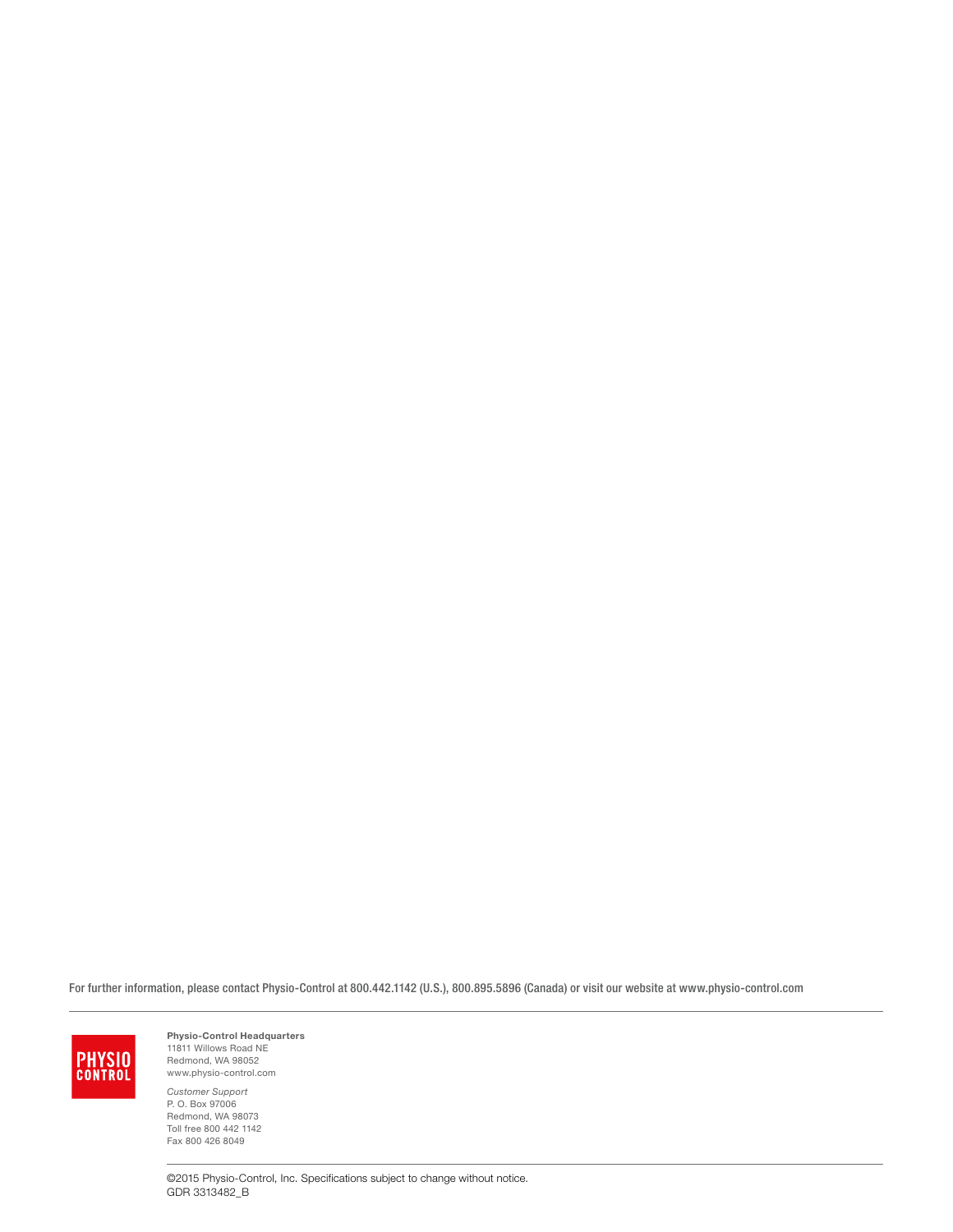For further information, please contact Physio-Control at 800.442.1142 (U.S.), 800.895.5896 (Canada) or visit our website at www.physio-control.com

PHYSIO CONTROL

**Physio-Control Headquarters**
11811 Willows Road NE
Redmond, WA 98052
www.physio-control.com

*Customer Support*
P. O. Box 97006
Redmond, WA 98073
Toll free 800 442 1142
Fax 800 426 8049

©2015 Physio-Control, Inc. Specifications subject to change without notice.
GDR 3313482_B